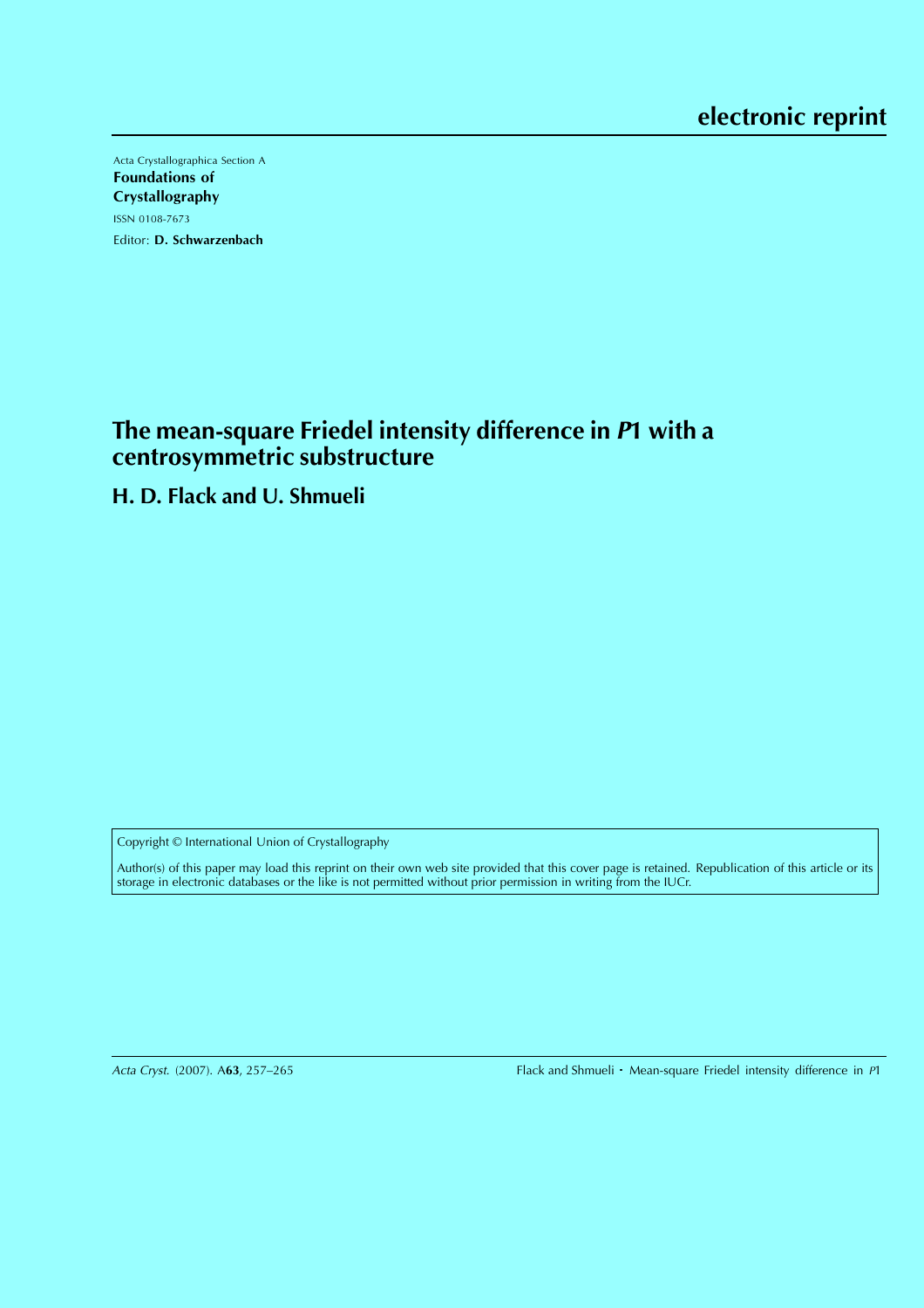electronic reprint

Acta Crystallographica Section A
**Foundations of Crystallography**
ISSN 0108-7673
Editor: **D. Schwarzenbach**

# The mean-square Friedel intensity difference in *P*1 with a centrosymmetric substructure

**H. D. Flack and U. Shmueli**

Copyright © International Union of Crystallography

Author(s) of this paper may load this reprint on their own web site provided that this cover page is retained. Republication of this article or its storage in electronic databases or the like is not permitted without prior permission in writing from the IUCr.

*Acta Cryst.* (2007). A**63**, 257–265 Flack and Shmueli · Mean-square Friedel intensity difference in *P*1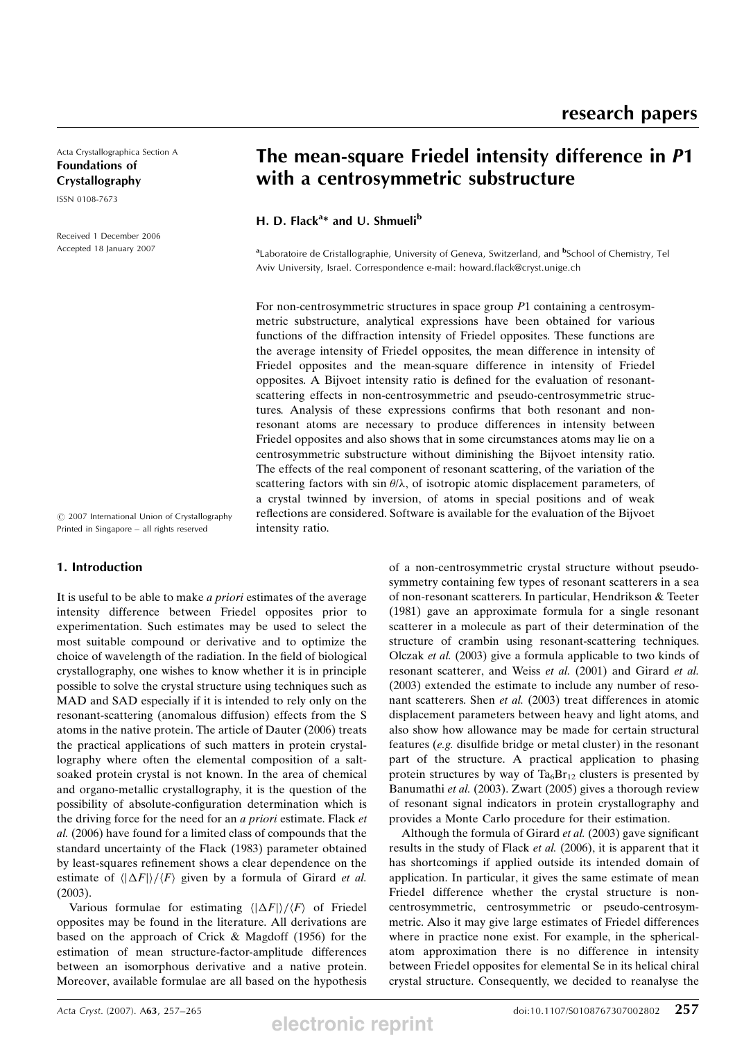Acta Crystallographica Section A
**Foundations of Crystallography**

ISSN 0108-7673

Received 1 December 2006
Accepted 18 January 2007

# The mean-square Friedel intensity difference in *P*1 with a centrosymmetric substructure

**H. D. Flack[a]* and U. Shmueli[b]**

[a]Laboratoire de Cristallographie, University of Geneva, Switzerland, and [b]School of Chemistry, Tel Aviv University, Israel. Correspondence e-mail: howard.flack@cryst.unige.ch

For non-centrosymmetric structures in space group *P*1 containing a centrosymmetric substructure, analytical expressions have been obtained for various functions of the diffraction intensity of Friedel opposites. These functions are the average intensity of Friedel opposites, the mean difference in intensity of Friedel opposites and the mean-square difference in intensity of Friedel opposites. A Bijvoet intensity ratio is defined for the evaluation of resonant-scattering effects in non-centrosymmetric and pseudo-centrosymmetric structures. Analysis of these expressions confirms that both resonant and non-resonant atoms are necessary to produce differences in intensity between Friedel opposites and also shows that in some circumstances atoms may lie on a centrosymmetric substructure without diminishing the Bijvoet intensity ratio. The effects of the real component of resonant scattering, of the variation of the scattering factors with $\sin\theta/\lambda$, of isotropic atomic displacement parameters, of a crystal twinned by inversion, of atoms in special positions and of weak reflections are considered. Software is available for the evaluation of the Bijvoet intensity ratio.

© 2007 International Union of Crystallography
Printed in Singapore – all rights reserved

## 1. Introduction

It is useful to be able to make *a priori* estimates of the average intensity difference between Friedel opposites prior to experimentation. Such estimates may be used to select the most suitable compound or derivative and to optimize the choice of wavelength of the radiation. In the field of biological crystallography, one wishes to know whether it is in principle possible to solve the crystal structure using techniques such as MAD and SAD especially if it is intended to rely only on the resonant-scattering (anomalous diffusion) effects from the S atoms in the native protein. The article of Dauter (2006) treats the practical applications of such matters in protein crystallography where often the elemental composition of a salt-soaked protein crystal is not known. In the area of chemical and organo-metallic crystallography, it is the question of the possibility of absolute-configuration determination which is the driving force for the need for an *a priori* estimate. Flack *et al.* (2006) have found for a limited class of compounds that the standard uncertainty of the Flack (1983) parameter obtained by least-squares refinement shows a clear dependence on the estimate of $\langle|\Delta F|\rangle/\langle F\rangle$ given by a formula of Girard *et al.* (2003).

Various formulae for estimating $\langle|\Delta F|\rangle/\langle F\rangle$ of Friedel opposites may be found in the literature. All derivations are based on the approach of Crick & Magdoff (1956) for the estimation of mean structure-factor-amplitude differences between an isomorphous derivative and a native protein. Moreover, available formulae are all based on the hypothesis of a non-centrosymmetric crystal structure without pseudo-symmetry containing few types of resonant scatterers in a sea of non-resonant scatterers. In particular, Hendrikson & Teeter (1981) gave an approximate formula for a single resonant scatterer in a molecule as part of their determination of the structure of crambin using resonant-scattering techniques. Olczak *et al.* (2003) give a formula applicable to two kinds of resonant scatterer, and Weiss *et al.* (2001) and Girard *et al.* (2003) extended the estimate to include any number of resonant scatterers. Shen *et al.* (2003) treat differences in atomic displacement parameters between heavy and light atoms, and also show how allowance may be made for certain structural features (*e.g.* disulfide bridge or metal cluster) in the resonant part of the structure. A practical application to phasing protein structures by way of $Ta_6Br_{12}$ clusters is presented by Banumathi *et al.* (2003). Zwart (2005) gives a thorough review of resonant signal indicators in protein crystallography and provides a Monte Carlo procedure for their estimation.

Although the formula of Girard *et al.* (2003) gave significant results in the study of Flack *et al.* (2006), it is apparent that it has shortcomings if applied outside its intended domain of application. In particular, it gives the same estimate of mean Friedel difference whether the crystal structure is non-centrosymmetric, centrosymmetric or pseudo-centrosymmetric. Also it may give large estimates of Friedel differences where in practice none exist. For example, in the spherical-atom approximation there is no difference in intensity between Friedel opposites for elemental Se in its helical chiral crystal structure. Consequently, we decided to reanalyse the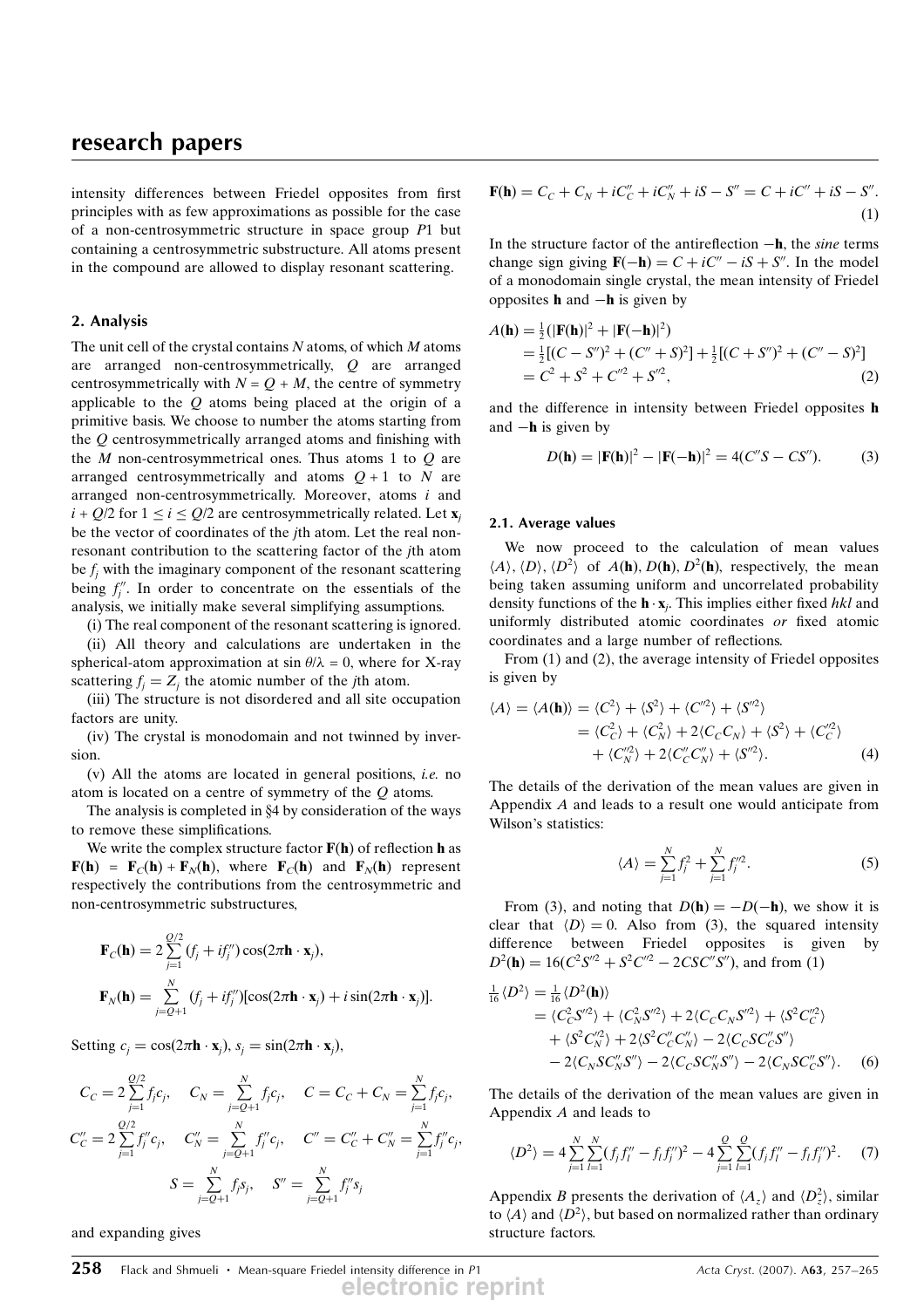intensity differences between Friedel opposites from first principles with as few approximations as possible for the case of a non-centrosymmetric structure in space group $P1$ but containing a centrosymmetric substructure. All atoms present in the compound are allowed to display resonant scattering.

## 2. Analysis

The unit cell of the crystal contains $N$ atoms, of which $M$ atoms are arranged non-centrosymmetrically, $Q$ are arranged centrosymmetrically with $N = Q + M$, the centre of symmetry applicable to the $Q$ atoms being placed at the origin of a primitive basis. We choose to number the atoms starting from the $Q$ centrosymmetrically arranged atoms and finishing with the $M$ non-centrosymmetrical ones. Thus atoms 1 to $Q$ are arranged centrosymmetrically and atoms $Q+1$ to $N$ are arranged non-centrosymmetrically. Moreover, atoms $i$ and $i + Q/2$ for $1 \le i \le Q/2$ are centrosymmetrically related. Let $\mathbf{x}_j$ be the vector of coordinates of the $j$th atom. Let the real non-resonant contribution to the scattering factor of the $j$th atom be $f_j$ with the imaginary component of the resonant scattering being $f_j''$. In order to concentrate on the essentials of the analysis, we initially make several simplifying assumptions.

(i) The real component of the resonant scattering is ignored.

(ii) All theory and calculations are undertaken in the spherical-atom approximation at $\sin\theta/\lambda = 0$, where for X-ray scattering $f_j = Z_j$ the atomic number of the $j$th atom.

(iii) The structure is not disordered and all site occupation factors are unity.

(iv) The crystal is monodomain and not twinned by inversion.

(v) All the atoms are located in general positions, *i.e.* no atom is located on a centre of symmetry of the $Q$ atoms.

The analysis is completed in §4 by consideration of the ways to remove these simplifications.

We write the complex structure factor $\mathbf{F}(\mathbf{h})$ of reflection $\mathbf{h}$ as $\mathbf{F}(\mathbf{h}) = \mathbf{F}_C(\mathbf{h}) + \mathbf{F}_N(\mathbf{h})$, where $\mathbf{F}_C(\mathbf{h})$ and $\mathbf{F}_N(\mathbf{h})$ represent respectively the contributions from the centrosymmetric and non-centrosymmetric substructures,

$$\mathbf{F}_C(\mathbf{h}) = 2\sum_{j=1}^{Q/2}(f_j + if_j'')\cos(2\pi\mathbf{h}\cdot\mathbf{x}_j),$$

$$\mathbf{F}_N(\mathbf{h}) = \sum_{j=Q+1}^{N}(f_j + if_j'')[\cos(2\pi\mathbf{h}\cdot\mathbf{x}_j) + i\sin(2\pi\mathbf{h}\cdot\mathbf{x}_j)].$$

Setting $c_j = \cos(2\pi\mathbf{h}\cdot\mathbf{x}_j)$, $s_j = \sin(2\pi\mathbf{h}\cdot\mathbf{x}_j)$,

$$C_C = 2\sum_{j=1}^{Q/2} f_j c_j, \quad C_N = \sum_{j=Q+1}^{N} f_j c_j, \quad C = C_C + C_N = \sum_{j=1}^{N} f_j c_j,$$

$$C_C'' = 2\sum_{j=1}^{Q/2} f_j'' c_j, \quad C_N'' = \sum_{j=Q+1}^{N} f_j'' c_j, \quad C'' = C_C'' + C_N'' = \sum_{j=1}^{N} f_j'' c_j,$$

$$S = \sum_{j=Q+1}^{N} f_j s_j, \quad S'' = \sum_{j=Q+1}^{N} f_j'' s_j$$

and expanding gives

$$\mathbf{F}(\mathbf{h}) = C_C + C_N + iC_C'' + iC_N'' + iS - S'' = C + iC'' + iS - S''. \tag{1}$$

In the structure factor of the antireflection $-\mathbf{h}$, the *sine* terms change sign giving $\mathbf{F}(-\mathbf{h}) = C + iC'' - iS + S''$. In the model of a monodomain single crystal, the mean intensity of Friedel opposites $\mathbf{h}$ and $-\mathbf{h}$ is given by

$$\begin{aligned} A(\mathbf{h}) &= \tfrac{1}{2}(|\mathbf{F}(\mathbf{h})|^2 + |\mathbf{F}(-\mathbf{h})|^2) \\ &= \tfrac{1}{2}[(C - S'')^2 + (C'' + S)^2] + \tfrac{1}{2}[(C + S'')^2 + (C'' - S)^2] \\ &= C^2 + S^2 + C''^2 + S''^2, \end{aligned} \tag{2}$$

and the difference in intensity between Friedel opposites $\mathbf{h}$ and $-\mathbf{h}$ is given by

$$D(\mathbf{h}) = |\mathbf{F}(\mathbf{h})|^2 - |\mathbf{F}(-\mathbf{h})|^2 = 4(C''S - CS''). \tag{3}$$

### 2.1. Average values

We now proceed to the calculation of mean values $\langle A\rangle$, $\langle D\rangle$, $\langle D^2\rangle$ of $A(\mathbf{h})$, $D(\mathbf{h})$, $D^2(\mathbf{h})$, respectively, the mean being taken assuming uniform and uncorrelated probability density functions of the $\mathbf{h}\cdot\mathbf{x}_j$. This implies either fixed $hkl$ and uniformly distributed atomic coordinates *or* fixed atomic coordinates and a large number of reflections.

From (1) and (2), the average intensity of Friedel opposites is given by

$$\begin{aligned} \langle A\rangle = \langle A(\mathbf{h})\rangle &= \langle C^2\rangle + \langle S^2\rangle + \langle C''^2\rangle + \langle S''^2\rangle \\ &= \langle C_C^2\rangle + \langle C_N^2\rangle + 2\langle C_C C_N\rangle + \langle S^2\rangle + \langle C_C''^2\rangle \\ &\quad + \langle C_N''^2\rangle + 2\langle C_C'' C_N''\rangle + \langle S''^2\rangle. \end{aligned} \tag{4}$$

The details of the derivation of the mean values are given in Appendix *A* and leads to a result one would anticipate from Wilson's statistics:

$$\langle A\rangle = \sum_{j=1}^{N} f_j^2 + \sum_{j=1}^{N} f_j''^2. \tag{5}$$

From (3), and noting that $D(\mathbf{h}) = -D(-\mathbf{h})$, we show it is clear that $\langle D\rangle = 0$. Also from (3), the squared intensity difference between Friedel opposites is given by $D^2(\mathbf{h}) = 16(C^2S''^2 + S^2C''^2 - 2CSC''S'')$, and from (1)

$$\begin{aligned} \tfrac{1}{16}\langle D^2\rangle = \tfrac{1}{16}\langle D^2(\mathbf{h})\rangle &= \langle C_C^2 S''^2\rangle + \langle C_N^2 S''^2\rangle + 2\langle C_C C_N S''^2\rangle + \langle S^2 C_C''^2\rangle \\ &\quad + \langle S^2 C_N''^2\rangle + 2\langle S^2 C_C'' C_N''\rangle - 2\langle C_C S C_C'' S''\rangle \\ &\quad - 2\langle C_N S C_N'' S''\rangle - 2\langle C_C S C_N'' S''\rangle - 2\langle C_N S C_C'' S''\rangle. \end{aligned} \tag{6}$$

The details of the derivation of the mean values are given in Appendix *A* and leads to

$$\langle D^2\rangle = 4\sum_{j=1}^{N}\sum_{l=1}^{N}(f_j f_l'' - f_l f_j'')^2 - 4\sum_{j=1}^{Q}\sum_{l=1}^{Q}(f_j f_l'' - f_l f_j'')^2. \tag{7}$$

Appendix *B* presents the derivation of $\langle A_z\rangle$ and $\langle D_z^2\rangle$, similar to $\langle A\rangle$ and $\langle D^2\rangle$, but based on normalized rather than ordinary structure factors.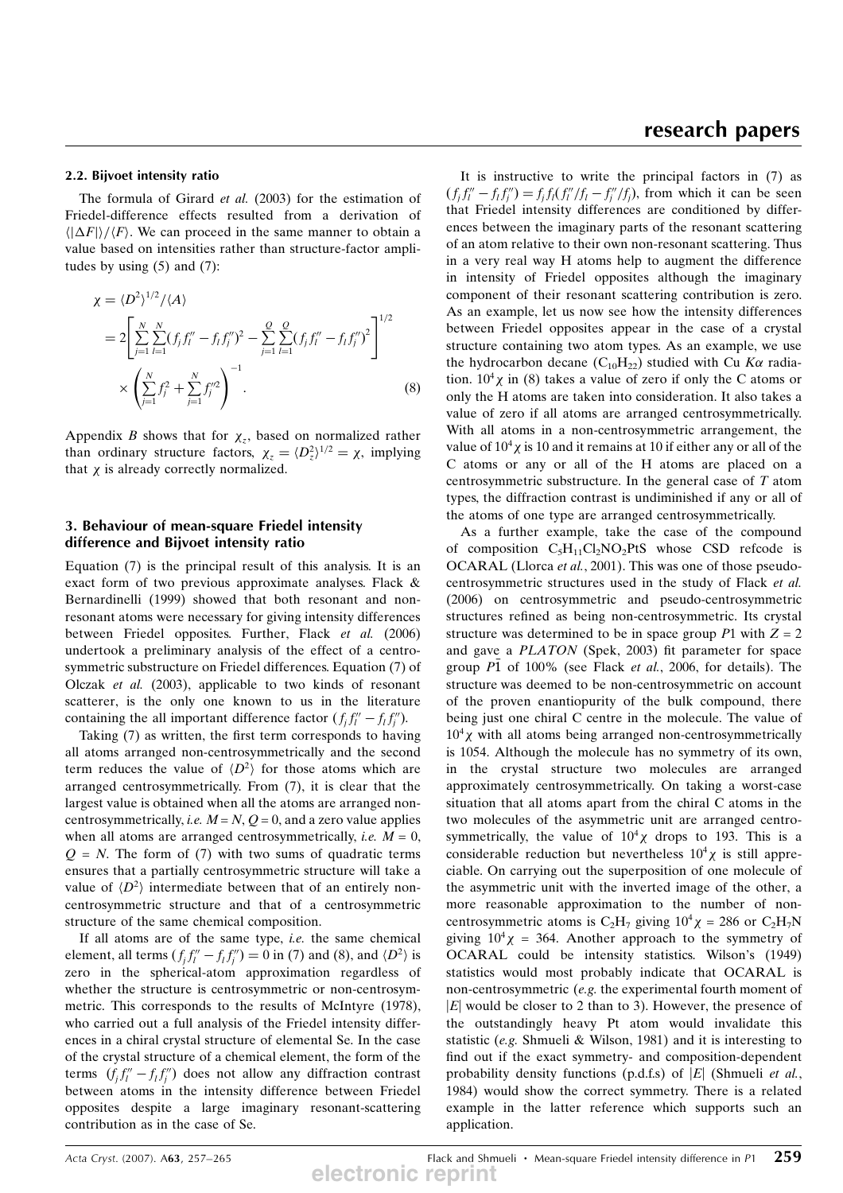### 2.2. Bijvoet intensity ratio

The formula of Girard *et al.* (2003) for the estimation of Friedel-difference effects resulted from a derivation of $\langle|\Delta F|\rangle/\langle F\rangle$. We can proceed in the same manner to obtain a value based on intensities rather than structure-factor amplitudes by using (5) and (7):

$$\begin{aligned}\chi &= \langle D^2\rangle^{1/2}/\langle A\rangle \\ &= 2\left[\sum_{j=1}^{N}\sum_{l=1}^{N}(f_j f_l'' - f_l f_j'')^2 - \sum_{j=1}^{Q}\sum_{l=1}^{Q}(f_j f_l'' - f_l f_j'')^2\right]^{1/2} \\ &\quad\times\left(\sum_{j=1}^{N} f_j^2 + \sum_{j=1}^{N} f_j''^2\right)^{-1}. \end{aligned} \tag{8}$$

Appendix *B* shows that for $\chi_z$, based on normalized rather than ordinary structure factors, $\chi_z = \langle D_z^2\rangle^{1/2} = \chi$, implying that $\chi$ is already correctly normalized.

## 3. Behaviour of mean-square Friedel intensity difference and Bijvoet intensity ratio

Equation (7) is the principal result of this analysis. It is an exact form of two previous approximate analyses. Flack & Bernardinelli (1999) showed that both resonant and non-resonant atoms were necessary for giving intensity differences between Friedel opposites. Further, Flack *et al.* (2006) undertook a preliminary analysis of the effect of a centrosymmetric substructure on Friedel differences. Equation (7) of Olczak *et al.* (2003), applicable to two kinds of resonant scatterer, is the only one known to us in the literature containing the all important difference factor $(f_j f_l'' - f_l f_j'')$.

Taking (7) as written, the first term corresponds to having all atoms arranged non-centrosymmetrically and the second term reduces the value of $\langle D^2\rangle$ for those atoms which are arranged centrosymmetrically. From (7), it is clear that the largest value is obtained when all the atoms are arranged non-centrosymmetrically, *i.e.* $M = N$, $Q = 0$, and a zero value applies when all atoms are arranged centrosymmetrically, *i.e.* $M = 0$, $Q = N$. The form of (7) with two sums of quadratic terms ensures that a partially centrosymmetric structure will take a value of $\langle D^2\rangle$ intermediate between that of an entirely non-centrosymmetric structure and that of a centrosymmetric structure of the same chemical composition.

If all atoms are of the same type, *i.e.* the same chemical element, all terms $(f_j f_l'' - f_l f_j'') = 0$ in (7) and (8), and $\langle D^2\rangle$ is zero in the spherical-atom approximation regardless of whether the structure is centrosymmetric or non-centrosymmetric. This corresponds to the results of McIntyre (1978), who carried out a full analysis of the Friedel intensity differences in a chiral crystal structure of elemental Se. In the case of the crystal structure of a chemical element, the form of the terms $(f_j f_l'' - f_l f_j'')$ does not allow any diffraction contrast between atoms in the intensity difference between Friedel opposites despite a large imaginary resonant-scattering contribution as in the case of Se.

It is instructive to write the principal factors in (7) as $(f_j f_l'' - f_l f_j'') = f_j f_l (f_l''/f_l - f_j''/f_j)$, from which it can be seen that Friedel intensity differences are conditioned by differences between the imaginary parts of the resonant scattering of an atom relative to their own non-resonant scattering. Thus in a very real way H atoms help to augment the difference in intensity of Friedel opposites although the imaginary component of their resonant scattering contribution is zero. As an example, let us now see how the intensity differences between Friedel opposites appear in the case of a crystal structure containing two atom types. As an example, we use the hydrocarbon decane ($C_{10}H_{22}$) studied with Cu $K\alpha$ radiation. $10^4\chi$ in (8) takes a value of zero if only the C atoms or only the H atoms are taken into consideration. It also takes a value of zero if all atoms are arranged centrosymmetrically. With all atoms in a non-centrosymmetric arrangement, the value of $10^4\chi$ is 10 and it remains at 10 if either any or all of the C atoms or any or all of the H atoms are placed on a centrosymmetric substructure. In the general case of $T$ atom types, the diffraction contrast is undiminished if any or all of the atoms of one type are arranged centrosymmetrically.

As a further example, take the case of the compound of composition $C_5H_{11}Cl_2NO_2PtS$ whose CSD refcode is OCARAL (Llorca *et al.*, 2001). This was one of those pseudo-centrosymmetric structures used in the study of Flack *et al.* (2006) on centrosymmetric and pseudo-centrosymmetric structures refined as being non-centrosymmetric. Its crystal structure was determined to be in space group $P1$ with $Z = 2$ and gave a *PLATON* (Spek, 2003) fit parameter for space group $P\bar{1}$ of 100% (see Flack *et al.*, 2006, for details). The structure was deemed to be non-centrosymmetric on account of the proven enantiopurity of the bulk compound, there being just one chiral C centre in the molecule. The value of $10^4\chi$ with all atoms being arranged non-centrosymmetrically is 1054. Although the molecule has no symmetry of its own, in the crystal structure two molecules are arranged approximately centrosymmetrically. On taking a worst-case situation that all atoms apart from the chiral C atoms in the two molecules of the asymmetric unit are arranged centrosymmetrically, the value of $10^4\chi$ drops to 193. This is a considerable reduction but nevertheless $10^4\chi$ is still appreciable. On carrying out the superposition of one molecule of the asymmetric unit with the inverted image of the other, a more reasonable approximation to the number of non-centrosymmetric atoms is $C_2H_7$ giving $10^4\chi = 286$ or $C_2H_7N$ giving $10^4\chi = 364$. Another approach to the symmetry of OCARAL could be intensity statistics. Wilson's (1949) statistics would most probably indicate that OCARAL is non-centrosymmetric (*e.g.* the experimental fourth moment of $|E|$ would be closer to 2 than to 3). However, the presence of the outstandingly heavy Pt atom would invalidate this statistic (*e.g.* Shmueli & Wilson, 1981) and it is interesting to find out if the exact symmetry- and composition-dependent probability density functions (p.d.f.s) of $|E|$ (Shmueli *et al.*, 1984) would show the correct symmetry. There is a related example in the latter reference which supports such an application.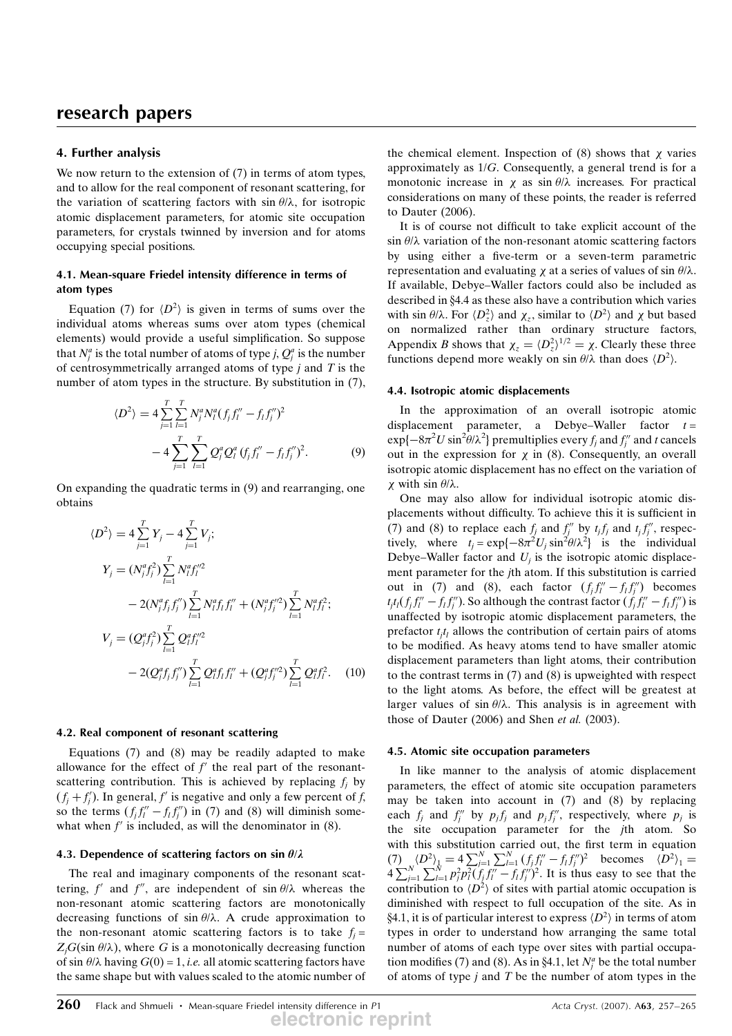## 4. Further analysis

We now return to the extension of (7) in terms of atom types, and to allow for the real component of resonant scattering, for the variation of scattering factors with $\sin\theta/\lambda$, for isotropic atomic displacement parameters, for atomic site occupation parameters, for crystals twinned by inversion and for atoms occupying special positions.

### 4.1. Mean-square Friedel intensity difference in terms of atom types

Equation (7) for $\langle D^2\rangle$ is given in terms of sums over the individual atoms whereas sums over atom types (chemical elements) would provide a useful simplification. So suppose that $N_j^a$ is the total number of atoms of type $j$, $Q_j^a$ is the number of centrosymmetrically arranged atoms of type $j$ and $T$ is the number of atom types in the structure. By substitution in (7),

$$\langle D^2\rangle = 4\sum_{j=1}^{T}\sum_{l=1}^{T} N_j^a N_l^a (f_j f_l'' - f_l f_j'')^2 - 4\sum_{j=1}^{T}\sum_{l=1}^{T} Q_j^a Q_l^a (f_j f_l'' - f_l f_j'')^2. \qquad (9)$$

On expanding the quadratic terms in (9) and rearranging, one obtains

$$\begin{aligned}
\langle D^2\rangle &= 4\sum_{j=1}^{T} Y_j - 4\sum_{j=1}^{T} V_j;\\
Y_j &= (N_j^a f_j^2)\sum_{l=1}^{T} N_l^a f_l''^2 - 2(N_j^a f_j f_j'')\sum_{l=1}^{T} N_l^a f_l f_l'' + (N_j^a f_j''^2)\sum_{l=1}^{T} N_l^a f_l^2;\\
V_j &= (Q_j^a f_j^2)\sum_{l=1}^{T} Q_l^a f_l''^2 - 2(Q_j^a f_j f_j'')\sum_{l=1}^{T} Q_l^a f_l f_l'' + (Q_j^a f_j''^2)\sum_{l=1}^{T} Q_l^a f_l^2. \qquad (10)
\end{aligned}$$

### 4.2. Real component of resonant scattering

Equations (7) and (8) may be readily adapted to make allowance for the effect of $f'$ the real part of the resonant-scattering contribution. This is achieved by replacing $f_j$ by $(f_j + f_j')$. In general, $f'$ is negative and only a few percent of $f$, so the terms $(f_j f_l'' - f_l f_j'')$ in (7) and (8) will diminish somewhat when $f'$ is included, as will the denominator in (8).

### 4.3. Dependence of scattering factors on $\sin\theta/\lambda$

The real and imaginary components of the resonant scattering, $f'$ and $f''$, are independent of $\sin\theta/\lambda$ whereas the non-resonant atomic scattering factors are monotonically decreasing functions of $\sin\theta/\lambda$. A crude approximation to the non-resonant atomic scattering factors is to take $f_j = Z_j G(\sin\theta/\lambda)$, where $G$ is a monotonically decreasing function of $\sin\theta/\lambda$ having $G(0) = 1$, *i.e.* all atomic scattering factors have the same shape but with values scaled to the atomic number of the chemical element. Inspection of (8) shows that $\chi$ varies approximately as $1/G$. Consequently, a general trend is for a monotonic increase in $\chi$ as $\sin\theta/\lambda$ increases. For practical considerations on many of these points, the reader is referred to Dauter (2006).

It is of course not difficult to take explicit account of the $\sin\theta/\lambda$ variation of the non-resonant atomic scattering factors by using either a five-term or a seven-term parametric representation and evaluating $\chi$ at a series of values of $\sin\theta/\lambda$. If available, Debye–Waller factors could also be included as described in §4.4 as these also have a contribution which varies with $\sin\theta/\lambda$. For $\langle D_z^2\rangle$ and $\chi_z$, similar to $\langle D^2\rangle$ and $\chi$ but based on normalized rather than ordinary structure factors, Appendix *B* shows that $\chi_z = \langle D_z^2\rangle^{1/2} = \chi$. Clearly these three functions depend more weakly on $\sin\theta/\lambda$ than does $\langle D^2\rangle$.

### 4.4. Isotropic atomic displacements

In the approximation of an overall isotropic atomic displacement parameter, a Debye–Waller factor $t = \exp\{-8\pi^2 U \sin^2\theta/\lambda^2\}$ premultiplies every $f_j$ and $f_j''$ and $t$ cancels out in the expression for $\chi$ in (8). Consequently, an overall isotropic atomic displacement has no effect on the variation of $\chi$ with $\sin\theta/\lambda$.

One may also allow for individual isotropic atomic displacements without difficulty. To achieve this it is sufficient in (7) and (8) to replace each $f_j$ and $f_j''$ by $t_j f_j$ and $t_j f_j''$, respectively, where $t_j = \exp\{-8\pi^2 U_j \sin^2\theta/\lambda^2\}$ is the individual Debye–Waller factor and $U_j$ is the isotropic atomic displacement parameter for the $j$th atom. If this substitution is carried out in (7) and (8), each factor $(f_j f_l'' - f_l f_j'')$ becomes $t_j t_l (f_j f_l'' - f_l f_j'')$. So although the contrast factor $(f_j f_l'' - f_l f_j'')$ is unaffected by isotropic atomic displacement parameters, the prefactor $t_j t_l$ allows the contribution of certain pairs of atoms to be modified. As heavy atoms tend to have smaller atomic displacement parameters than light atoms, their contribution to the contrast terms in (7) and (8) is upweighted with respect to the light atoms. As before, the effect will be greatest at larger values of $\sin\theta/\lambda$. This analysis is in agreement with those of Dauter (2006) and Shen *et al.* (2003).

### 4.5. Atomic site occupation parameters

In like manner to the analysis of atomic displacement parameters, the effect of atomic site occupation parameters may be taken into account in (7) and (8) by replacing each $f_j$ and $f_j''$ by $p_j f_j$ and $p_j f_j''$, respectively, where $p_j$ is the site occupation parameter for the $j$th atom. So with this substitution carried out, the first term in equation (7) $\langle D^2\rangle_1 = 4\sum_{j=1}^{N}\sum_{l=1}^{N}(f_j f_l'' - f_l f_j'')^2$ becomes $\langle D^2\rangle_1 = 4\sum_{j=1}^{N}\sum_{l=1}^{N} p_j^2 p_l^2 (f_j f_l'' - f_l f_j'')^2$. It is thus easy to see that the contribution to $\langle D^2\rangle$ of sites with partial atomic occupation is diminished with respect to full occupation of the site. As in §4.1, it is of particular interest to express $\langle D^2\rangle$ in terms of atom types in order to understand how arranging the same total number of atoms of each type over sites with partial occupation modifies (7) and (8). As in §4.1, let $N_j^a$ be the total number of atoms of type $j$ and $T$ be the number of atom types in the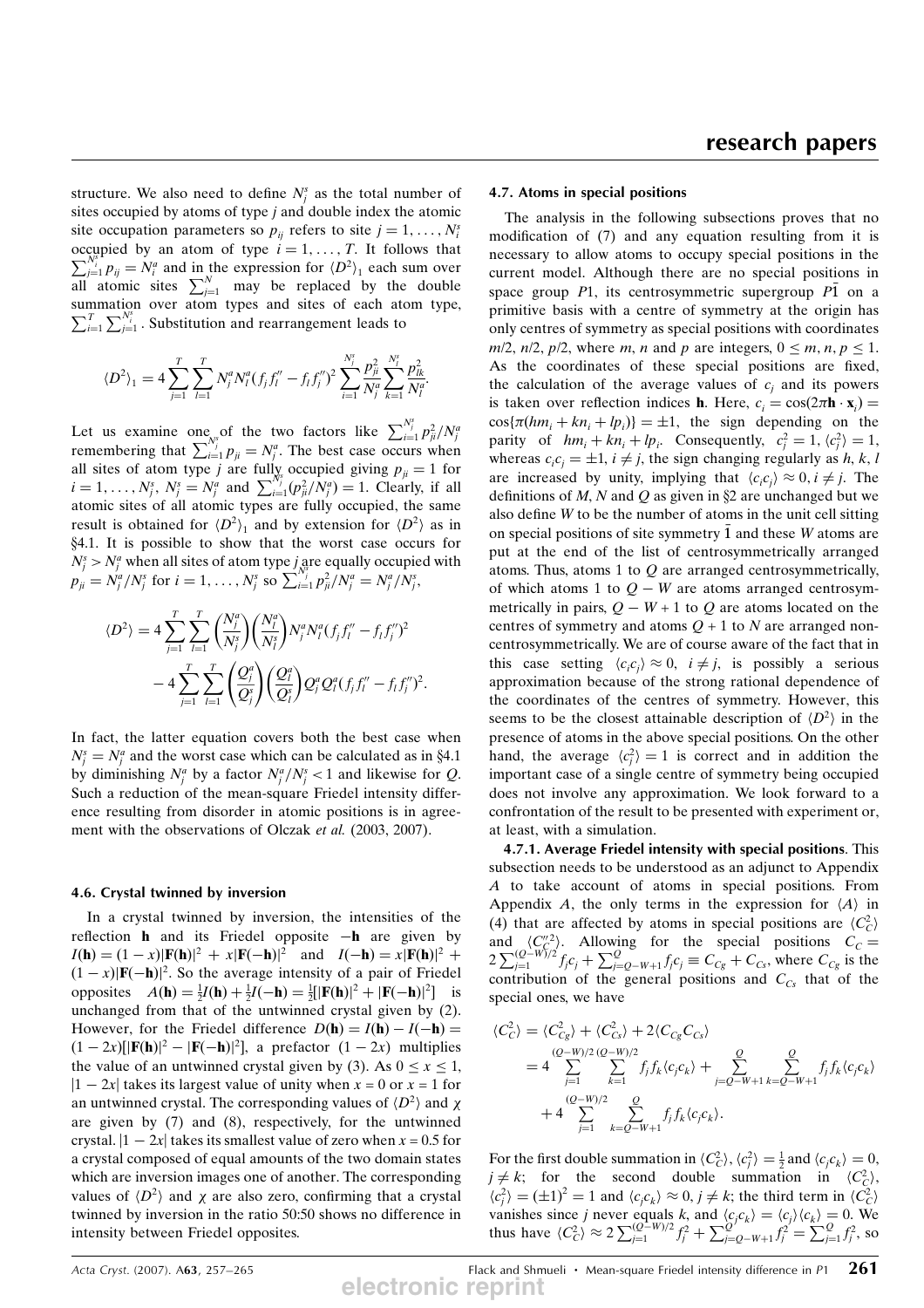structure. We also need to define $N_j^s$ as the total number of sites occupied by atoms of type $j$ and double index the atomic site occupation parameters so $p_{ij}$ refers to site $j = 1, \ldots, N_i^s$ occupied by an atom of type $i = 1, \ldots, T$. It follows that $\sum_{j=1}^{N_i^s} p_{ij} = N_i^a$ and in the expression for $\langle D^2 \rangle_1$ each sum over all atomic sites $\sum_{j=1}^{N}$ may be replaced by the double summation over atom types and sites of each atom type, $\sum_{i=1}^{T} \sum_{j=1}^{N_i^s}$. Substitution and rearrangement leads to

$$\langle D^2 \rangle_1 = 4 \sum_{j=1}^{T} \sum_{l=1}^{T} N_j^a N_l^a (f_j f_l'' - f_l f_j'')^2 \sum_{i=1}^{N_j^s} \frac{p_{ji}^2}{N_j^a} \sum_{k=1}^{N_l^s} \frac{p_{lk}^2}{N_l^a}.$$

Let us examine one of the two factors like $\sum_{i=1}^{N_j^s} p_{ji}^2 / N_j^a$ remembering that $\sum_{i=1}^{N_j^s} p_{ji} = N_j^a$. The best case occurs when all sites of atom type $j$ are fully occupied giving $p_{ji} = 1$ for $i = 1, \ldots, N_j^s$, $N_j^s = N_j^a$ and $\sum_{i=1}^{N_j^s} (p_{ji}^2 / N_j^a) = 1$. Clearly, if all atomic sites of all atomic types are fully occupied, the same result is obtained for $\langle D^2 \rangle_1$ and by extension for $\langle D^2 \rangle$ as in §4.1. It is possible to show that the worst case occurs for $N_j^s > N_j^a$ when all sites of atom type $j$ are equally occupied with $p_{ji} = N_j^a / N_j^s$ for $i = 1, \ldots, N_j^s$ so $\sum_{i=1}^{N_j^s} p_{ji}^2 / N_j^a = N_j^a / N_j^s$,

$$\begin{aligned}
\langle D^2 \rangle = {} & 4 \sum_{j=1}^{T} \sum_{l=1}^{T} \left( \frac{N_j^a}{N_j^s} \right) \left( \frac{N_l^a}{N_l^s} \right) N_j^a N_l^a (f_j f_l'' - f_l f_j'')^2 \\
& - 4 \sum_{j=1}^{T} \sum_{l=1}^{T} \left( \frac{Q_j^a}{Q_j^s} \right) \left( \frac{Q_l^a}{Q_l^s} \right) Q_j^a Q_l^a (f_j f_l'' - f_l f_j'')^2.
\end{aligned}$$

In fact, the latter equation covers both the best case when $N_j^s = N_j^a$ and the worst case which can be calculated as in §4.1 by diminishing $N_j^a$ by a factor $N_j^a / N_j^s < 1$ and likewise for $Q$. Such a reduction of the mean-square Friedel intensity difference resulting from disorder in atomic positions is in agreement with the observations of Olczak *et al.* (2003, 2007).

### 4.6. Crystal twinned by inversion

In a crystal twinned by inversion, the intensities of the reflection $\mathbf{h}$ and its Friedel opposite $-\mathbf{h}$ are given by $I(\mathbf{h}) = (1-x)|\mathbf{F}(\mathbf{h})|^2 + x|\mathbf{F}(-\mathbf{h})|^2$ and $I(-\mathbf{h}) = x|\mathbf{F}(\mathbf{h})|^2 + (1-x)|\mathbf{F}(-\mathbf{h})|^2$. So the average intensity of a pair of Friedel opposites $A(\mathbf{h}) = \frac{1}{2} I(\mathbf{h}) + \frac{1}{2} I(-\mathbf{h}) = \frac{1}{2}[|\mathbf{F}(\mathbf{h})|^2 + |\mathbf{F}(-\mathbf{h})|^2]$ is unchanged from that of the untwinned crystal given by (2). However, for the Friedel difference $D(\mathbf{h}) = I(\mathbf{h}) - I(-\mathbf{h}) = (1-2x)[|\mathbf{F}(\mathbf{h})|^2 - |\mathbf{F}(-\mathbf{h})|^2]$, a prefactor $(1-2x)$ multiplies the value of an untwinned crystal given by (3). As $0 \leq x \leq 1$, $|1-2x|$ takes its largest value of unity when $x = 0$ or $x = 1$ for an untwinned crystal. The corresponding values of $\langle D^2 \rangle$ and $\chi$ are given by (7) and (8), respectively, for the untwinned crystal. $|1-2x|$ takes its smallest value of zero when $x = 0.5$ for a crystal composed of equal amounts of the two domain states which are inversion images one of another. The corresponding values of $\langle D^2 \rangle$ and $\chi$ are also zero, confirming that a crystal twinned by inversion in the ratio 50:50 shows no difference in intensity between Friedel opposites.

### 4.7. Atoms in special positions

The analysis in the following subsections proves that no modification of (7) and any equation resulting from it is necessary to allow atoms to occupy special positions in the current model. Although there are no special positions in space group $P1$, its centrosymmetric supergroup $P\bar{1}$ on a primitive basis with a centre of symmetry at the origin has only centres of symmetry as special positions with coordinates $m/2$, $n/2$, $p/2$, where $m$, $n$ and $p$ are integers, $0 \leq m, n, p \leq 1$. As the coordinates of these special positions are fixed, the calculation of the average values of $c_j$ and its powers is taken over reflection indices $\mathbf{h}$. Here, $c_i = \cos(2\pi \mathbf{h} \cdot \mathbf{x}_i) = \cos\{\pi(hm_i + kn_i + lp_i)\} = \pm 1$, the sign depending on the parity of $hm_i + kn_i + lp_i$. Consequently, $c_j^2 = 1$, $\langle c_j^2 \rangle = 1$, whereas $c_i c_j = \pm 1$, $i \neq j$, the sign changing regularly as $h$, $k$, $l$ are increased by unity, implying that $\langle c_i c_j \rangle \approx 0, i \neq j$. The definitions of $M$, $N$ and $Q$ as given in §2 are unchanged but we also define $W$ to be the number of atoms in the unit cell sitting on special positions of site symmetry $\bar{1}$ and these $W$ atoms are put at the end of the list of centrosymmetrically arranged atoms. Thus, atoms 1 to $Q$ are arranged centrosymmetrically, of which atoms 1 to $Q - W$ are atoms arranged centrosymmetrically in pairs, $Q - W + 1$ to $Q$ are atoms located on the centres of symmetry and atoms $Q + 1$ to $N$ are arranged noncentrosymmetrically. We are of course aware of the fact that in this case setting $\langle c_i c_j \rangle \approx 0$, $i \neq j$, is possibly a serious approximation because of the strong rational dependence of the coordinates of the centres of symmetry. However, this seems to be the closest attainable description of $\langle D^2 \rangle$ in the presence of atoms in the above special positions. On the other hand, the average $\langle c_j^2 \rangle = 1$ is correct and in addition the important case of a single centre of symmetry being occupied does not involve any approximation. We look forward to a confrontation of the result to be presented with experiment or, at least, with a simulation.

**4.7.1. Average Friedel intensity with special positions.** This subsection needs to be understood as an adjunct to Appendix *A* to take account of atoms in special positions. From Appendix *A*, the only terms in the expression for $\langle A \rangle$ in (4) that are affected by atoms in special positions are $\langle C_C^2 \rangle$ and $\langle C_C''^2 \rangle$. Allowing for the special positions $C_C = 2\sum_{j=1}^{(Q-W)/2} f_j c_j + \sum_{j=Q-W+1}^{Q} f_j c_j \equiv C_{Cg} + C_{Cs}$, where $C_{Cg}$ is the contribution of the general positions and $C_{Cs}$ that of the special ones, we have

$$\begin{aligned}
\langle C_C^2 \rangle & = \langle C_{Cg}^2 \rangle + \langle C_{Cs}^2 \rangle + 2 \langle C_{Cg} C_{Cs} \rangle \\
& = 4 \sum_{j=1}^{(Q-W)/2} \sum_{k=1}^{(Q-W)/2} f_j f_k \langle c_j c_k \rangle + \sum_{j=Q-W+1}^{Q} \sum_{k=Q-W+1}^{Q} f_j f_k \langle c_j c_k \rangle \\
& \quad + 4 \sum_{j=1}^{(Q-W)/2} \sum_{k=Q-W+1}^{Q} f_j f_k \langle c_j c_k \rangle.
\end{aligned}$$

For the first double summation in $\langle C_C^2 \rangle$, $\langle c_j^2 \rangle = \frac{1}{2}$ and $\langle c_j c_k \rangle = 0$, $j \neq k$; for the second double summation in $\langle C_C^2 \rangle$, $\langle c_j^2 \rangle = (\pm 1)^2 = 1$ and $\langle c_j c_k \rangle \approx 0, j \neq k$; the third term in $\langle C_C^2 \rangle$ vanishes since $j$ never equals $k$, and $\langle c_j c_k \rangle = \langle c_j \rangle \langle c_k \rangle = 0$. We thus have $\langle C_C^2 \rangle \approx 2\sum_{j=1}^{(Q-W)/2} f_j^2 + \sum_{j=Q-W+1}^{Q} f_j^2 = \sum_{j=1}^{Q} f_j^2$, so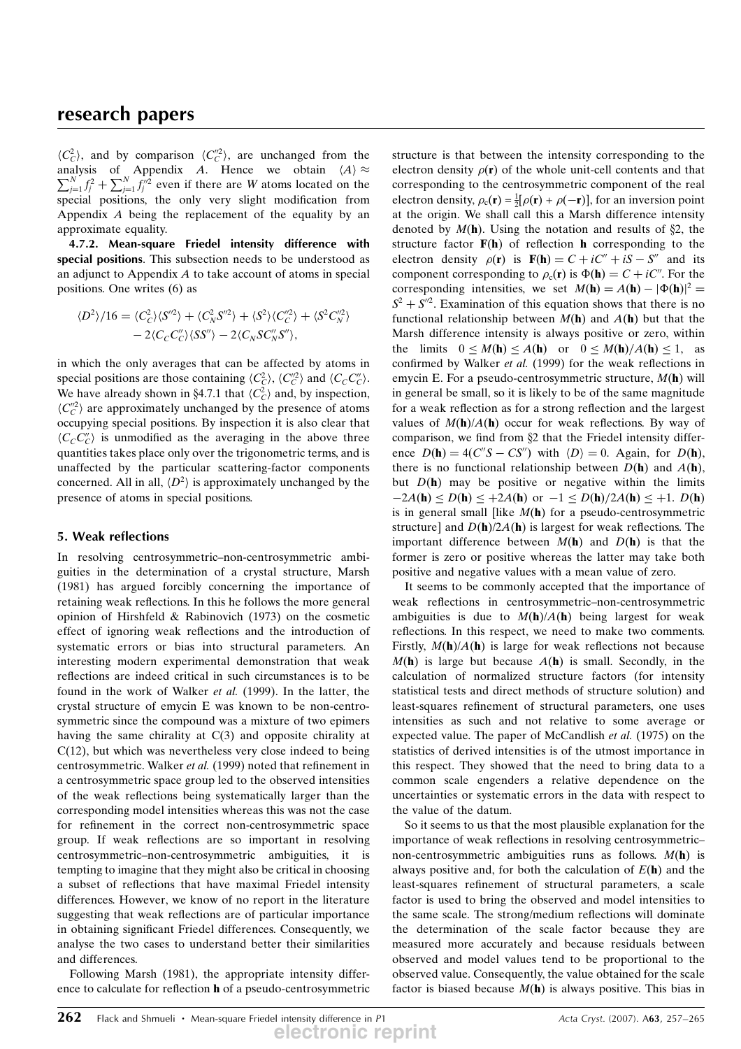$\langle C_C^2\rangle$, and by comparison $\langle C_C^{\prime\prime 2}\rangle$, are unchanged from the analysis of Appendix $A$. Hence we obtain $\langle A\rangle \approx \sum_{j=1}^{N} f_j^2 + \sum_{j=1}^{N} f_j^{\prime\prime 2}$ even if there are $W$ atoms located on the special positions, the only very slight modification from Appendix $A$ being the replacement of the equality by an approximate equality.

#### 4.7.2. Mean-square Friedel intensity difference with special positions

This subsection needs to be understood as an adjunct to Appendix $A$ to take account of atoms in special positions. One writes (6) as

$$\langle D^2\rangle/16 = \langle C_C^2\rangle\langle S^{\prime\prime 2}\rangle + \langle C_N^2 S^{\prime\prime 2}\rangle + \langle S^2\rangle\langle C_C^{\prime\prime 2}\rangle + \langle S^2 C_N^{\prime\prime 2}\rangle - 2\langle C_C C_C^{\prime\prime}\rangle\langle SS^{\prime\prime}\rangle - 2\langle C_N S C_N^{\prime\prime} S^{\prime\prime}\rangle,$$

in which the only averages that can be affected by atoms in special positions are those containing $\langle C_C^2\rangle$, $\langle C_C^{\prime\prime 2}\rangle$ and $\langle C_C C_C^{\prime\prime}\rangle$. We have already shown in §4.7.1 that $\langle C_C^2\rangle$ and, by inspection, $\langle C_C^{\prime\prime 2}\rangle$ are approximately unchanged by the presence of atoms occupying special positions. By inspection it is also clear that $\langle C_C C_C^{\prime\prime}\rangle$ is unmodified as the averaging in the above three quantities takes place only over the trigonometric terms, and is unaffected by the particular scattering-factor components concerned. All in all, $\langle D^2\rangle$ is approximately unchanged by the presence of atoms in special positions.

## 5. Weak reflections

In resolving centrosymmetric–non-centrosymmetric ambiguities in the determination of a crystal structure, Marsh (1981) has argued forcibly concerning the importance of retaining weak reflections. In this he follows the more general opinion of Hirshfeld & Rabinovich (1973) on the cosmetic effect of ignoring weak reflections and the introduction of systematic errors or bias into structural parameters. An interesting modern experimental demonstration that weak reflections are indeed critical in such circumstances is to be found in the work of Walker *et al.* (1999). In the latter, the crystal structure of emycin E was known to be non-centrosymmetric since the compound was a mixture of two epimers having the same chirality at C(3) and opposite chirality at C(12), but which was nevertheless very close indeed to being centrosymmetric. Walker *et al.* (1999) noted that refinement in a centrosymmetric space group led to the observed intensities of the weak reflections being systematically larger than the corresponding model intensities whereas this was not the case for refinement in the correct non-centrosymmetric space group. If weak reflections are so important in resolving centrosymmetric–non-centrosymmetric ambiguities, it is tempting to imagine that they might also be critical in choosing a subset of reflections that have maximal Friedel intensity differences. However, we know of no report in the literature suggesting that weak reflections are of particular importance in obtaining significant Friedel differences. Consequently, we analyse the two cases to understand better their similarities and differences.

Following Marsh (1981), the appropriate intensity difference to calculate for reflection $\mathbf{h}$ of a pseudo-centrosymmetric structure is that between the intensity corresponding to the electron density $\rho(\mathbf{r})$ of the whole unit-cell contents and that corresponding to the centrosymmetric component of the real electron density, $\rho_c(\mathbf{r}) = \frac{1}{2}[\rho(\mathbf{r}) + \rho(-\mathbf{r})]$, for an inversion point at the origin. We shall call this a Marsh difference intensity denoted by $M(\mathbf{h})$. Using the notation and results of §2, the structure factor $\mathbf{F}(\mathbf{h})$ of reflection $\mathbf{h}$ corresponding to the electron density $\rho(\mathbf{r})$ is $\mathbf{F}(\mathbf{h}) = C + iC^{\prime\prime} + iS - S^{\prime\prime}$ and its component corresponding to $\rho_c(\mathbf{r})$ is $\Phi(\mathbf{h}) = C + iC^{\prime\prime}$. For the corresponding intensities, we set $M(\mathbf{h}) = A(\mathbf{h}) - |\Phi(\mathbf{h})|^2 = S^2 + S^{\prime\prime 2}$. Examination of this equation shows that there is no functional relationship between $M(\mathbf{h})$ and $A(\mathbf{h})$ but that the Marsh difference intensity is always positive or zero, within the limits $0 \le M(\mathbf{h}) \le A(\mathbf{h})$ or $0 \le M(\mathbf{h})/A(\mathbf{h}) \le 1$, as confirmed by Walker *et al.* (1999) for the weak reflections in emycin E. For a pseudo-centrosymmetric structure, $M(\mathbf{h})$ will in general be small, so it is likely to be of the same magnitude for a weak reflection as for a strong reflection and the largest values of $M(\mathbf{h})/A(\mathbf{h})$ occur for weak reflections. By way of comparison, we find from §2 that the Friedel intensity difference $D(\mathbf{h}) = 4(C^{\prime\prime}S - CS^{\prime\prime})$ with $\langle D\rangle = 0$. Again, for $D(\mathbf{h})$, there is no functional relationship between $D(\mathbf{h})$ and $A(\mathbf{h})$, but $D(\mathbf{h})$ may be positive or negative within the limits $-2A(\mathbf{h}) \le D(\mathbf{h}) \le +2A(\mathbf{h})$ or $-1 \le D(\mathbf{h})/2A(\mathbf{h}) \le +1$. $D(\mathbf{h})$ is in general small [like $M(\mathbf{h})$ for a pseudo-centrosymmetric structure] and $D(\mathbf{h})/2A(\mathbf{h})$ is largest for weak reflections. The important difference between $M(\mathbf{h})$ and $D(\mathbf{h})$ is that the former is zero or positive whereas the latter may take both positive and negative values with a mean value of zero.

It seems to be commonly accepted that the importance of weak reflections in centrosymmetric–non-centrosymmetric ambiguities is due to $M(\mathbf{h})/A(\mathbf{h})$ being largest for weak reflections. In this respect, we need to make two comments. Firstly, $M(\mathbf{h})/A(\mathbf{h})$ is large for weak reflections not because $M(\mathbf{h})$ is large but because $A(\mathbf{h})$ is small. Secondly, in the calculation of normalized structure factors (for intensity statistical tests and direct methods of structure solution) and least-squares refinement of structural parameters, one uses intensities as such and not relative to some average or expected value. The paper of McCandlish *et al.* (1975) on the statistics of derived intensities is of the utmost importance in this respect. They showed that the need to bring data to a common scale engenders a relative dependence on the uncertainties or systematic errors in the data with respect to the value of the datum.

So it seems to us that the most plausible explanation for the importance of weak reflections in resolving centrosymmetric–non-centrosymmetric ambiguities runs as follows. $M(\mathbf{h})$ is always positive and, for both the calculation of $E(\mathbf{h})$ and the least-squares refinement of structural parameters, a scale factor is used to bring the observed and model intensities to the same scale. The strong/medium reflections will dominate the determination of the scale factor because they are measured more accurately and because residuals between observed and model values tend to be proportional to the observed value. Consequently, the value obtained for the scale factor is biased because $M(\mathbf{h})$ is always positive. This bias in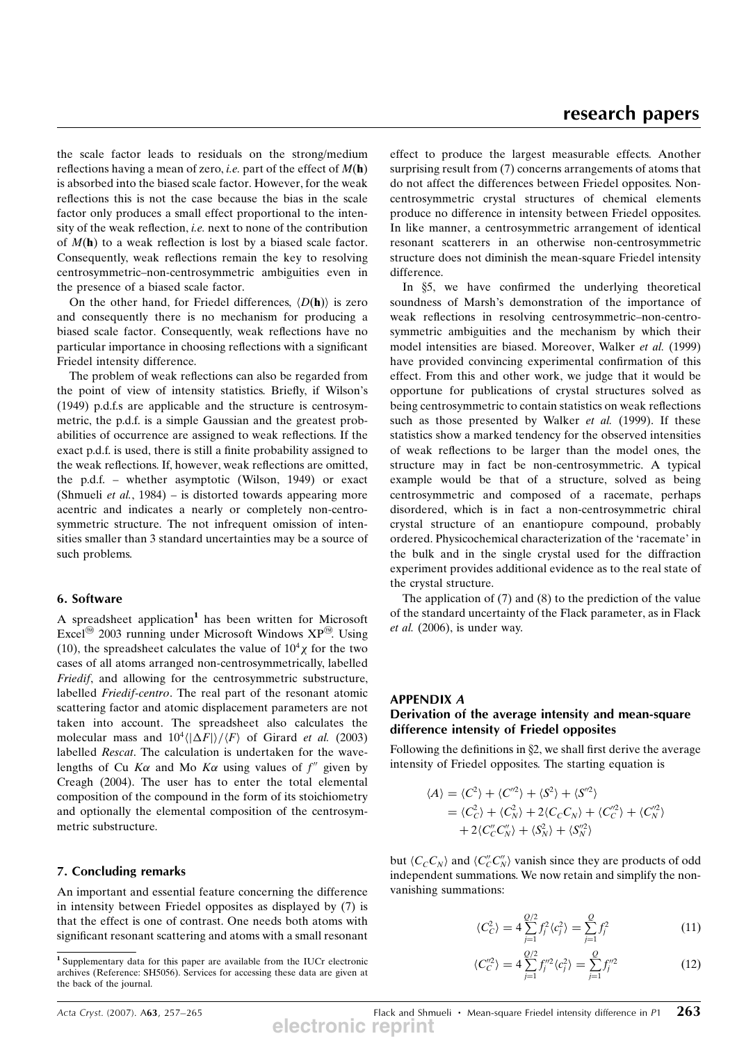the scale factor leads to residuals on the strong/medium reflections having a mean of zero, *i.e.* part of the effect of $M(\mathbf{h})$ is absorbed into the biased scale factor. However, for the weak reflections this is not the case because the bias in the scale factor only produces a small effect proportional to the intensity of the weak reflection, *i.e.* next to none of the contribution of $M(\mathbf{h})$ to a weak reflection is lost by a biased scale factor. Consequently, weak reflections remain the key to resolving centrosymmetric–non-centrosymmetric ambiguities even in the presence of a biased scale factor.

On the other hand, for Friedel differences, $\langle D(\mathbf{h})\rangle$ is zero and consequently there is no mechanism for producing a biased scale factor. Consequently, weak reflections have no particular importance in choosing reflections with a significant Friedel intensity difference.

The problem of weak reflections can also be regarded from the point of view of intensity statistics. Briefly, if Wilson's (1949) p.d.f.s are applicable and the structure is centrosymmetric, the p.d.f. is a simple Gaussian and the greatest probabilities of occurrence are assigned to weak reflections. If the exact p.d.f. is used, there is still a finite probability assigned to the weak reflections. If, however, weak reflections are omitted, the p.d.f. – whether asymptotic (Wilson, 1949) or exact (Shmueli *et al.*, 1984) – is distorted towards appearing more acentric and indicates a nearly or completely non-centrosymmetric structure. The not infrequent omission of intensities smaller than 3 standard uncertainties may be a source of such problems.

## 6. Software

A spreadsheet application[1] has been written for Microsoft Excel® 2003 running under Microsoft Windows XP®. Using (10), the spreadsheet calculates the value of $10^4\chi$ for the two cases of all atoms arranged non-centrosymmetrically, labelled *Friedif*, and allowing for the centrosymmetric substructure, labelled *Friedif-centro*. The real part of the resonant atomic scattering factor and atomic displacement parameters are not taken into account. The spreadsheet also calculates the molecular mass and $10^4\langle|\Delta F|\rangle/\langle F\rangle$ of Girard *et al.* (2003) labelled *Rescat*. The calculation is undertaken for the wavelengths of Cu $K\alpha$ and Mo $K\alpha$ using values of $f''$ given by Creagh (2004). The user has to enter the total elemental composition of the compound in the form of its stoichiometry and optionally the elemental composition of the centrosymmetric substructure.

## 7. Concluding remarks

An important and essential feature concerning the difference in intensity between Friedel opposites as displayed by (7) is that the effect is one of contrast. One needs both atoms with significant resonant scattering and atoms with a small resonant effect to produce the largest measurable effects. Another surprising result from (7) concerns arrangements of atoms that do not affect the differences between Friedel opposites. Non-centrosymmetric crystal structures of chemical elements produce no difference in intensity between Friedel opposites. In like manner, a centrosymmetric arrangement of identical resonant scatterers in an otherwise non-centrosymmetric structure does not diminish the mean-square Friedel intensity difference.

In §5, we have confirmed the underlying theoretical soundness of Marsh's demonstration of the importance of weak reflections in resolving centrosymmetric–non-centrosymmetric ambiguities and the mechanism by which their model intensities are biased. Moreover, Walker *et al.* (1999) have provided convincing experimental confirmation of this effect. From this and other work, we judge that it would be opportune for publications of crystal structures solved as being centrosymmetric to contain statistics on weak reflections such as those presented by Walker *et al.* (1999). If these statistics show a marked tendency for the observed intensities of weak reflections to be larger than the model ones, the structure may in fact be non-centrosymmetric. A typical example would be that of a structure, solved as being centrosymmetric and composed of a racemate, perhaps disordered, which is in fact a non-centrosymmetric chiral crystal structure of an enantiopure compound, probably ordered. Physicochemical characterization of the 'racemate' in the bulk and in the single crystal used for the diffraction experiment provides additional evidence as to the real state of the crystal structure.

The application of (7) and (8) to the prediction of the value of the standard uncertainty of the Flack parameter, as in Flack *et al.* (2006), is under way.

## APPENDIX A
### Derivation of the average intensity and mean-square difference intensity of Friedel opposites

Following the definitions in §2, we shall first derive the average intensity of Friedel opposites. The starting equation is

$$
\begin{aligned}
\langle A\rangle &= \langle C^2\rangle + \langle C''^2\rangle + \langle S^2\rangle + \langle S''^2\rangle \\
&= \langle C_C^2\rangle + \langle C_N^2\rangle + 2\langle C_C C_N\rangle + \langle C_C''^2\rangle + \langle C_N''^2\rangle \\
&\quad + 2\langle C_C'' C_N''\rangle + \langle S_N^2\rangle + \langle S_N''^2\rangle
\end{aligned}
$$

but $\langle C_C C_N\rangle$ and $\langle C_C'' C_N''\rangle$ vanish since they are products of odd independent summations. We now retain and simplify the non-vanishing summations:

$$\langle C_C^2\rangle = 4\sum_{j=1}^{Q/2} f_j^2\langle c_j^2\rangle = \sum_{j=1}^{Q} f_j^2 \tag{11}$$

$$\langle C_C''^2\rangle = 4\sum_{j=1}^{Q/2} f_j''^2\langle c_j^2\rangle = \sum_{j=1}^{Q} f_j''^2 \tag{12}$$

[1] Supplementary data for this paper are available from the IUCr electronic archives (Reference: SH5056). Services for accessing these data are given at the back of the journal.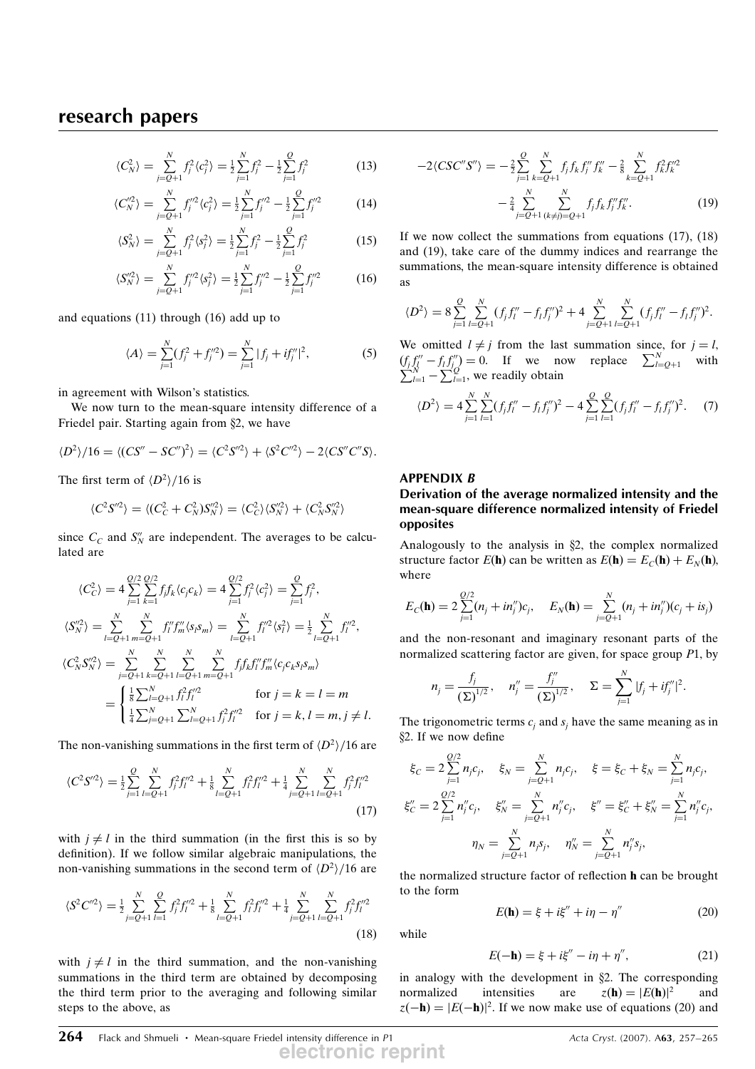$$\langle C_N^2 \rangle = \sum_{j=Q+1}^{N} f_j^2 \langle c_j^2 \rangle = \tfrac{1}{2}\sum_{j=1}^{N} f_j^2 - \tfrac{1}{2}\sum_{j=1}^{Q} f_j^2 \qquad (13)$$

$$\langle C_N''^2 \rangle = \sum_{j=Q+1}^{N} f_j''^2 \langle c_j^2 \rangle = \tfrac{1}{2}\sum_{j=1}^{N} f_j''^2 - \tfrac{1}{2}\sum_{j=1}^{Q} f_j''^2 \qquad (14)$$

$$\langle S_N^2 \rangle = \sum_{j=Q+1}^{N} f_j^2 \langle s_j^2 \rangle = \tfrac{1}{2}\sum_{j=1}^{N} f_j^2 - \tfrac{1}{2}\sum_{j=1}^{Q} f_j^2 \qquad (15)$$

$$\langle S_N''^2 \rangle = \sum_{j=Q+1}^{N} f_j''^2 \langle s_j^2 \rangle = \tfrac{1}{2}\sum_{j=1}^{N} f_j''^2 - \tfrac{1}{2}\sum_{j=1}^{Q} f_j''^2 \qquad (16)$$

and equations (11) through (16) add up to

$$\langle A \rangle = \sum_{j=1}^{N} (f_j^2 + f_j''^2) = \sum_{j=1}^{N} |f_j + if_j''|^2, \qquad (5)$$

in agreement with Wilson's statistics.

We now turn to the mean-square intensity difference of a Friedel pair. Starting again from §2, we have

$$\langle D^2 \rangle / 16 = \langle (CS'' - SC'')^2 \rangle = \langle C^2 S''^2 \rangle + \langle S^2 C''^2 \rangle - 2\langle CS'' C'' S \rangle.$$

The first term of $\langle D^2 \rangle / 16$ is

$$\langle C^2 S''^2 \rangle = \langle (C_C^2 + C_N^2) S_N''^2 \rangle = \langle C_C^2 \rangle \langle S_N''^2 \rangle + \langle C_N^2 S_N''^2 \rangle$$

since $C_C$ and $S_N''$ are independent. The averages to be calculated are

$$\langle C_C^2 \rangle = 4 \sum_{j=1}^{Q/2} \sum_{k=1}^{Q/2} f_j f_k \langle c_j c_k \rangle = 4 \sum_{j=1}^{Q/2} f_j^2 \langle c_j^2 \rangle = \sum_{j=1}^{Q} f_j^2,$$

$$\langle S_N''^2 \rangle = \sum_{l=Q+1}^{N} \sum_{m=Q+1}^{N} f_l'' f_m'' \langle s_l s_m \rangle = \sum_{l=Q+1}^{N} f_l''^2 \langle s_l^2 \rangle = \tfrac{1}{2} \sum_{l=Q+1}^{N} f_l''^2,$$

$$\langle C_N^2 S_N''^2 \rangle = \sum_{j=Q+1}^{N} \sum_{k=Q+1}^{N} \sum_{l=Q+1}^{N} \sum_{m=Q+1}^{N} f_j f_k f_l'' f_m'' \langle c_j c_k s_l s_m \rangle$$
$$= \begin{cases} \tfrac{1}{8} \sum_{l=Q+1}^{N} f_l^2 f_l''^2 & \text{for } j = k = l = m \\ \tfrac{1}{4} \sum_{j=Q+1}^{N} \sum_{l=Q+1}^{N} f_j^2 f_l''^2 & \text{for } j = k, l = m, j \neq l. \end{cases}$$

The non-vanishing summations in the first term of $\langle D^2 \rangle / 16$ are

$$\langle C^2 S''^2 \rangle = \tfrac{1}{2} \sum_{j=1}^{Q} \sum_{l=Q+1}^{N} f_j^2 f_l''^2 + \tfrac{1}{8} \sum_{l=Q+1}^{N} f_l^2 f_l''^2 + \tfrac{1}{4} \sum_{j=Q+1}^{N} \sum_{l=Q+1}^{N} f_j^2 f_l''^2 \qquad (17)$$

with $j \neq l$ in the third summation (in the first this is so by definition). If we follow similar algebraic manipulations, the non-vanishing summations in the second term of $\langle D^2 \rangle / 16$ are

$$\langle S^2 C''^2 \rangle = \tfrac{1}{2} \sum_{j=Q+1}^{N} \sum_{l=1}^{Q} f_j^2 f_l''^2 + \tfrac{1}{8} \sum_{l=Q+1}^{N} f_l^2 f_l''^2 + \tfrac{1}{4} \sum_{j=Q+1}^{N} \sum_{l=Q+1}^{N} f_j^2 f_l''^2 \qquad (18)$$

with $j \neq l$ in the third summation, and the non-vanishing summations in the third term are obtained by decomposing the third term prior to the averaging and following similar steps to the above, as

$$-2\langle CSC''S'' \rangle = -\tfrac{2}{2} \sum_{j=1}^{Q} \sum_{k=Q+1}^{N} f_j f_k f_j'' f_k'' - \tfrac{2}{8} \sum_{k=Q+1}^{N} f_k^2 f_k''^2$$
$$- \tfrac{2}{4} \sum_{j=Q+1}^{N} \sum_{(k \neq j)=Q+1}^{N} f_j f_k f_j'' f_k''. \qquad (19)$$

If we now collect the summations from equations (17), (18) and (19), take care of the dummy indices and rearrange the summations, the mean-square intensity difference is obtained as

$$\langle D^2 \rangle = 8 \sum_{j=1}^{Q} \sum_{l=Q+1}^{N} (f_j f_l'' - f_l f_j'')^2 + 4 \sum_{j=Q+1}^{N} \sum_{l=Q+1}^{N} (f_j f_l'' - f_l f_j'')^2.$$

We omitted $l \neq j$ from the last summation since, for $j = l$, $(f_j f_l'' - f_l f_j'') = 0$. If we now replace $\sum_{l=Q+1}^{N}$ with $\sum_{l=1}^{N} - \sum_{l=1}^{Q}$, we readily obtain

$$\langle D^2 \rangle = 4 \sum_{j=1}^{N} \sum_{l=1}^{N} (f_j f_l'' - f_l f_j'')^2 - 4 \sum_{j=1}^{Q} \sum_{l=1}^{Q} (f_j f_l'' - f_l f_j'')^2. \qquad (7)$$

## APPENDIX *B*

### Derivation of the average normalized intensity and the mean-square difference normalized intensity of Friedel opposites

Analogously to the analysis in §2, the complex normalized structure factor $E(\mathbf{h})$ can be written as $E(\mathbf{h}) = E_C(\mathbf{h}) + E_N(\mathbf{h})$, where

$$E_C(\mathbf{h}) = 2 \sum_{j=1}^{Q/2} (n_j + in_j'') c_j, \quad E_N(\mathbf{h}) = \sum_{j=Q+1}^{N} (n_j + in_j'')(c_j + is_j)$$

and the non-resonant and imaginary resonant parts of the normalized scattering factor are given, for space group $P1$, by

$$n_j = \frac{f_j}{(\Sigma)^{1/2}}, \quad n_j'' = \frac{f_j''}{(\Sigma)^{1/2}}, \quad \Sigma = \sum_{j=1}^{N} |f_j + if_j''|^2.$$

The trigonometric terms $c_j$ and $s_j$ have the same meaning as in §2. If we now define

$$\xi_C = 2 \sum_{j=1}^{Q/2} n_j c_j, \quad \xi_N = \sum_{j=Q+1}^{N} n_j c_j, \quad \xi = \xi_C + \xi_N = \sum_{j=1}^{N} n_j c_j,$$

$$\xi_C'' = 2 \sum_{j=1}^{Q/2} n_j'' c_j, \quad \xi_N'' = \sum_{j=Q+1}^{N} n_j'' c_j, \quad \xi'' = \xi_C'' + \xi_N'' = \sum_{j=1}^{N} n_j'' c_j,$$

$$\eta_N = \sum_{j=Q+1}^{N} n_j s_j, \quad \eta_N'' = \sum_{j=Q+1}^{N} n_j'' s_j,$$

the normalized structure factor of reflection $\mathbf{h}$ can be brought to the form

$$E(\mathbf{h}) = \xi + i\xi'' + i\eta - \eta'' \qquad (20)$$

while

$$E(-\mathbf{h}) = \xi + i\xi'' - i\eta + \eta'', \qquad (21)$$

in analogy with the development in §2. The corresponding normalized intensities are $z(\mathbf{h}) = |E(\mathbf{h})|^2$ and $z(-\mathbf{h}) = |E(-\mathbf{h})|^2$. If we now make use of equations (20) and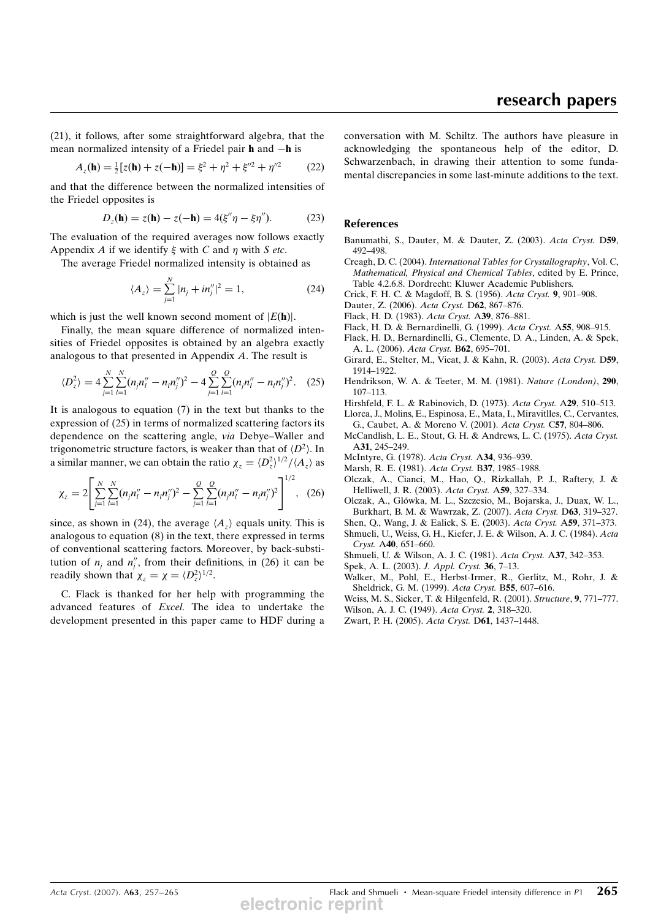(21), it follows, after some straightforward algebra, that the mean normalized intensity of a Friedel pair $\mathbf{h}$ and $-\mathbf{h}$ is

$$A_z(\mathbf{h}) = \tfrac{1}{2}[z(\mathbf{h}) + z(-\mathbf{h})] = \xi^2 + \eta^2 + \xi''^2 + \eta''^2 \qquad (22)$$

and that the difference between the normalized intensities of the Friedel opposites is

$$D_z(\mathbf{h}) = z(\mathbf{h}) - z(-\mathbf{h}) = 4(\xi''\eta - \xi\eta''). \qquad (23)$$

The evaluation of the required averages now follows exactly Appendix *A* if we identify $\xi$ with *C* and $\eta$ with *S etc*.

The average Friedel normalized intensity is obtained as

$$\langle A_z \rangle = \sum_{j=1}^{N} |n_j + in_j''|^2 = 1, \qquad (24)$$

which is just the well known second moment of $|E(\mathbf{h})|$.

Finally, the mean square difference of normalized intensities of Friedel opposites is obtained by an algebra exactly analogous to that presented in Appendix *A*. The result is

$$\langle D_z^2 \rangle = 4\sum_{j=1}^{N}\sum_{l=1}^{N}(n_j n_l'' - n_l n_j'')^2 - 4\sum_{j=1}^{Q}\sum_{l=1}^{Q}(n_j n_l'' - n_l n_j'')^2. \qquad (25)$$

It is analogous to equation (7) in the text but thanks to the expression of (25) in terms of normalized scattering factors its dependence on the scattering angle, *via* Debye–Waller and trigonometric structure factors, is weaker than that of $\langle D^2 \rangle$. In a similar manner, we can obtain the ratio $\chi_z = \langle D_z^2 \rangle^{1/2} / \langle A_z \rangle$ as

$$\chi_z = 2\left[\sum_{j=1}^{N}\sum_{l=1}^{N}(n_j n_l'' - n_l n_j'')^2 - \sum_{j=1}^{Q}\sum_{l=1}^{Q}(n_j n_l'' - n_l n_j'')^2\right]^{1/2}, \qquad (26)$$

since, as shown in (24), the average $\langle A_z \rangle$ equals unity. This is analogous to equation (8) in the text, there expressed in terms of conventional scattering factors. Moreover, by back-substitution of $n_j$ and $n_j''$, from their definitions, in (26) it can be readily shown that $\chi_z = \chi = \langle D_z^2 \rangle^{1/2}$.

C. Flack is thanked for her help with programming the advanced features of *Excel*. The idea to undertake the development presented in this paper came to HDF during a conversation with M. Schiltz. The authors have pleasure in acknowledging the spontaneous help of the editor, D. Schwarzenbach, in drawing their attention to some fundamental discrepancies in some last-minute additions to the text.

## References

Banumathi, S., Dauter, M. & Dauter, Z. (2003). *Acta Cryst.* D**59**, 492–498.

Creagh, D. C. (2004). *International Tables for Crystallography*, Vol. C, *Mathematical, Physical and Chemical Tables*, edited by E. Prince, Table 4.2.6.8. Dordrecht: Kluwer Academic Publishers.

Crick, F. H. C. & Magdoff, B. S. (1956). *Acta Cryst.* **9**, 901–908.

Dauter, Z. (2006). *Acta Cryst.* D**62**, 867–876.

Flack, H. D. (1983). *Acta Cryst.* A**39**, 876–881.

Flack, H. D. & Bernardinelli, G. (1999). *Acta Cryst.* A**55**, 908–915.

Flack, H. D., Bernardinelli, G., Clemente, D. A., Linden, A. & Spek, A. L. (2006). *Acta Cryst.* B**62**, 695–701.

Girard, E., Stelter, M., Vicat, J. & Kahn, R. (2003). *Acta Cryst.* D**59**, 1914–1922.

Hendrikson, W. A. & Teeter, M. M. (1981). *Nature (London)*, **290**, 107–113.

Hirshfeld, F. L. & Rabinovich, D. (1973). *Acta Cryst.* A**29**, 510–513.

Llorca, J., Molins, E., Espinosa, E., Mata, I., Miravitlles, C., Cervantes, G., Caubet, A. & Moreno V. (2001). *Acta Cryst.* C**57**, 804–806.

McCandlish, L. E., Stout, G. H. & Andrews, L. C. (1975). *Acta Cryst.* A**31**, 245–249.

McIntyre, G. (1978). *Acta Cryst.* A**34**, 936–939.

Marsh, R. E. (1981). *Acta Cryst.* B**37**, 1985–1988.

Olczak, A., Cianci, M., Hao, Q., Rizkallah, P. J., Raftery, J. & Helliwell, J. R. (2003). *Acta Cryst.* A**59**, 327–334.

Olczak, A., Główka, M. L., Szczesio, M., Bojarska, J., Duax, W. L., Burkhart, B. M. & Wawrzak, Z. (2007). *Acta Cryst.* D**63**, 319–327.

Shen, Q., Wang, J. & Ealick, S. E. (2003). *Acta Cryst.* A**59**, 371–373.

Shmueli, U., Weiss, G. H., Kiefer, J. E. & Wilson, A. J. C. (1984). *Acta Cryst.* A**40**, 651–660.

Shmueli, U. & Wilson, A. J. C. (1981). *Acta Cryst.* A**37**, 342–353.

Spek, A. L. (2003). *J. Appl. Cryst.* **36**, 7–13.

Walker, M., Pohl, E., Herbst-Irmer, R., Gerlitz, M., Rohr, J. & Sheldrick, G. M. (1999). *Acta Cryst.* B**55**, 607–616.

Weiss, M. S., Sicker, T. & Hilgenfeld, R. (2001). *Structure*, **9**, 771–777.

Wilson, A. J. C. (1949). *Acta Cryst.* **2**, 318–320.

Zwart, P. H. (2005). *Acta Cryst.* D**61**, 1437–1448.